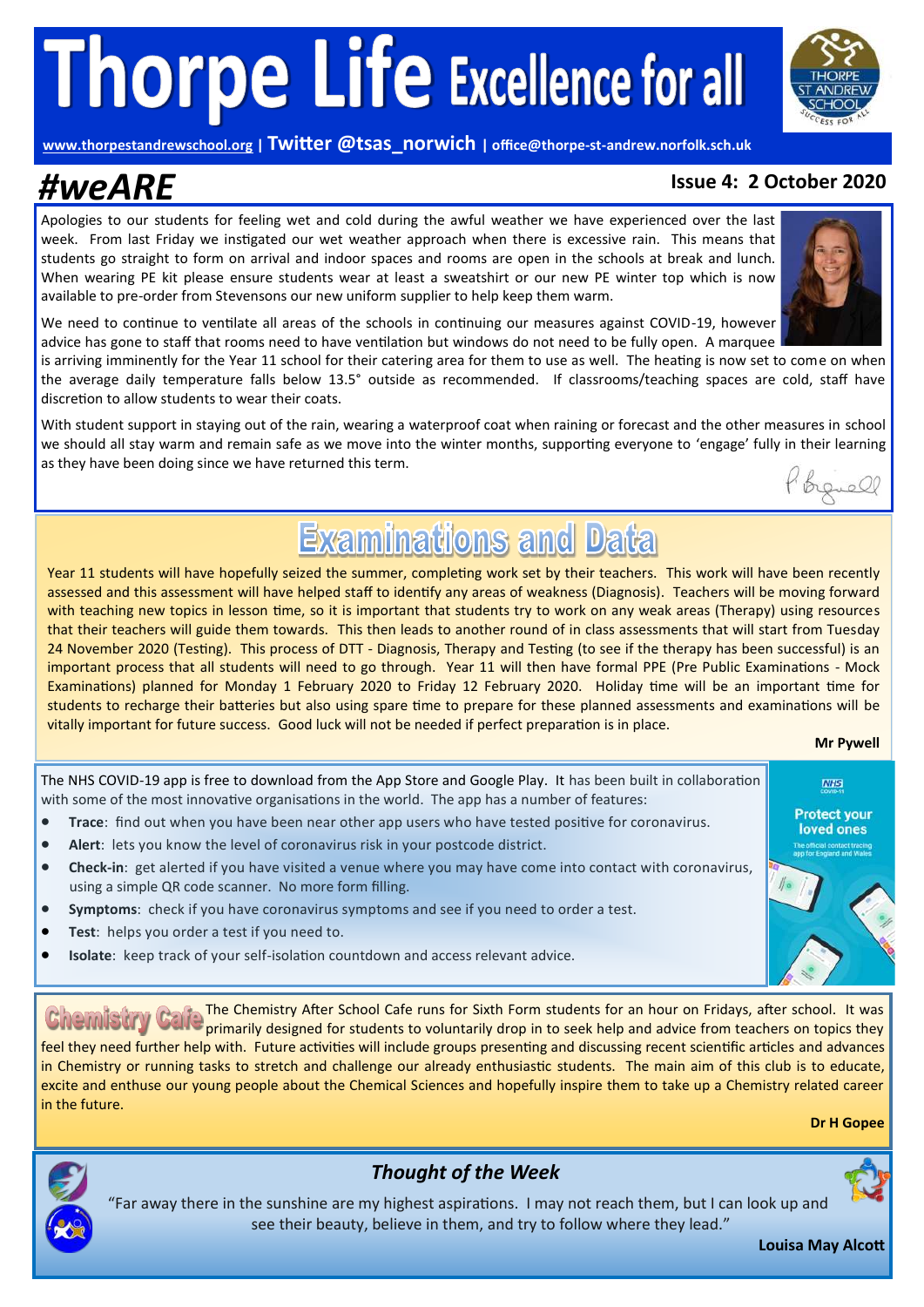# Thorpe Life Excellence for all

www.thorpestandrewschool.org | Twitter @tsas_norwich | office@thorpe-st-andrew.norfolk.sch.uk

## #weARE

**Issue 4: 2 October 2020**

Apologies to our students for feeling wet and cold during the awful weather we have experienced over the last week. From last Friday we instigated our wet weather approach when there is excessive rain. This means that students go straight to form on arrival and indoor spaces and rooms are open in the schools at break and lunch. When wearing PE kit please ensure students wear at least a sweatshirt or our new PE winter top which is now available to pre-order from Stevensons our new uniform supplier to help keep them warm.

We need to continue to ventilate all areas of the schools in continuing our measures against COVID-19, however advice has gone to staff that rooms need to have ventilation but windows do not need to be fully open. A marquee is arriving imminently for the Year 11 school for their catering area for them to use as well. The heating is now set to come on when the average daily temperature falls below 13.5° outside as recommended. If classrooms/teaching spaces are cold, staff have discretion to allow students to wear their coats.

With student support in staying out of the rain, wearing a waterproof coat when raining or forecast and the other measures in school we should all stay warm and remain safe as we move into the winter months, supporting everyone to 'engage' fully in their learning as they have been doing since we have returned this term.

P Bignell

## Examinations and Data

Year 11 students will have hopefully seized the summer, completing work set by their teachers. This work will have been recently assessed and this assessment will have helped staff to identify any areas of weakness (Diagnosis). Teachers will be moving forward with teaching new topics in lesson time, so it is important that students try to work on any weak areas (Therapy) using resources that their teachers will guide them towards. This then leads to another round of in class assessments that will start from Tuesday 24 November 2020 (Testing). This process of DTT - Diagnosis, Therapy and Testing (to see if the therapy has been successful) is an important process that all students will need to go through. Year 11 will then have formal PPE (Pre Public Examinations - Mock Examinations) planned for Monday 1 February 2020 to Friday 12 February 2020. Holiday time will be an important time for students to recharge their batteries but also using spare time to prepare for these planned assessments and examinations will be vitally important for future success. Good luck will not be needed if perfect preparation is in place.

**Mr Pywell**

The NHS COVID-19 app is free to download from the App Store and Google Play. It has been built in collaboration with some of the most innovative organisations in the world. The app has a number of features:

- **Trace**: find out when you have been near other app users who have tested positive for coronavirus.
- **Alert**: lets you know the level of coronavirus risk in your postcode district.
- **Check-in**: get alerted if you have visited a venue where you may have come into contact with coronavirus, using a simple QR code scanner. No more form filling.
- **Symptoms**: check if you have coronavirus symptoms and see if you need to order a test.
- **Test**: helps you order a test if you need to.
- **Isolate**: keep track of your self-isolation countdown and access relevant advice.

NHS COVID-19
Protect your loved ones
The official contact tracing app for England and Wales

## Chemistry Cafe

The Chemistry After School Cafe runs for Sixth Form students for an hour on Fridays, after school. It was primarily designed for students to voluntarily drop in to seek help and advice from teachers on topics they feel they need further help with. Future activities will include groups presenting and discussing recent scientific articles and advances in Chemistry or running tasks to stretch and challenge our already enthusiastic students. The main aim of this club is to educate, excite and enthuse our young people about the Chemical Sciences and hopefully inspire them to take up a Chemistry related career in the future.

**Dr H Gopee**

### *Thought of the Week*

"Far away there in the sunshine are my highest aspirations. I may not reach them, but I can look up and see their beauty, believe in them, and try to follow where they lead."

**Louisa May Alcott**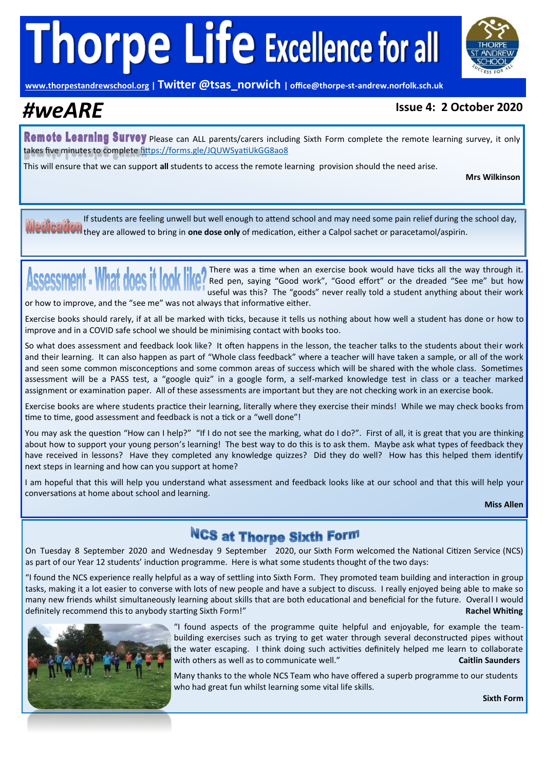# Thorpe Life Excellence for all

www.thorpestandrewschool.org | Twitter @tsas_norwich | office@thorpe-st-andrew.norfolk.sch.uk

# #weARE

**Issue 4: 2 October 2020**

## Remote Learning Survey

Please can ALL parents/carers including Sixth Form complete the remote learning survey, it only takes five minutes to complete https://forms.gle/JQUWSyatiUkGG8ao8

This will ensure that we can support **all** students to access the remote learning provision should the need arise.

**Mrs Wilkinson**

## Medication

If students are feeling unwell but well enough to attend school and may need some pain relief during the school day, they are allowed to bring in **one dose only** of medication, either a Calpol sachet or paracetamol/aspirin.

## Assessment - What does it look like?

There was a time when an exercise book would have ticks all the way through it. Red pen, saying "Good work", "Good effort" or the dreaded "See me" but how useful was this? The "goods" never really told a student anything about their work or how to improve, and the "see me" was not always that informative either.

Exercise books should rarely, if at all be marked with ticks, because it tells us nothing about how well a student has done or how to improve and in a COVID safe school we should be minimising contact with books too.

So what does assessment and feedback look like? It often happens in the lesson, the teacher talks to the students about their work and their learning. It can also happen as part of "Whole class feedback" where a teacher will have taken a sample, or all of the work and seen some common misconceptions and some common areas of success which will be shared with the whole class. Sometimes assessment will be a PASS test, a "google quiz" in a google form, a self-marked knowledge test in class or a teacher marked assignment or examination paper. All of these assessments are important but they are not checking work in an exercise book.

Exercise books are where students practice their learning, literally where they exercise their minds! While we may check books from time to time, good assessment and feedback is not a tick or a "well done"!

You may ask the question "How can I help?" "If I do not see the marking, what do I do?". First of all, it is great that you are thinking about how to support your young person's learning! The best way to do this is to ask them. Maybe ask what types of feedback they have received in lessons? Have they completed any knowledge quizzes? Did they do well? How has this helped them identify next steps in learning and how can you support at home?

I am hopeful that this will help you understand what assessment and feedback looks like at our school and that this will help your conversations at home about school and learning.

**Miss Allen**

## NCS at Thorpe Sixth Form

On Tuesday 8 September 2020 and Wednesday 9 September 2020, our Sixth Form welcomed the National Citizen Service (NCS) as part of our Year 12 students' induction programme. Here is what some students thought of the two days:

"I found the NCS experience really helpful as a way of settling into Sixth Form. They promoted team building and interaction in group tasks, making it a lot easier to converse with lots of new people and have a subject to discuss. I really enjoyed being able to make so many new friends whilst simultaneously learning about skills that are both educational and beneficial for the future. Overall I would definitely recommend this to anybody starting Sixth Form!"

**Rachel Whiting**

"I found aspects of the programme quite helpful and enjoyable, for example the team-building exercises such as trying to get water through several deconstructed pipes without the water escaping. I think doing such activities definitely helped me learn to collaborate with others as well as to communicate well."

**Caitlin Saunders**

Many thanks to the whole NCS Team who have offered a superb programme to our students who had great fun whilst learning some vital life skills.

**Sixth Form**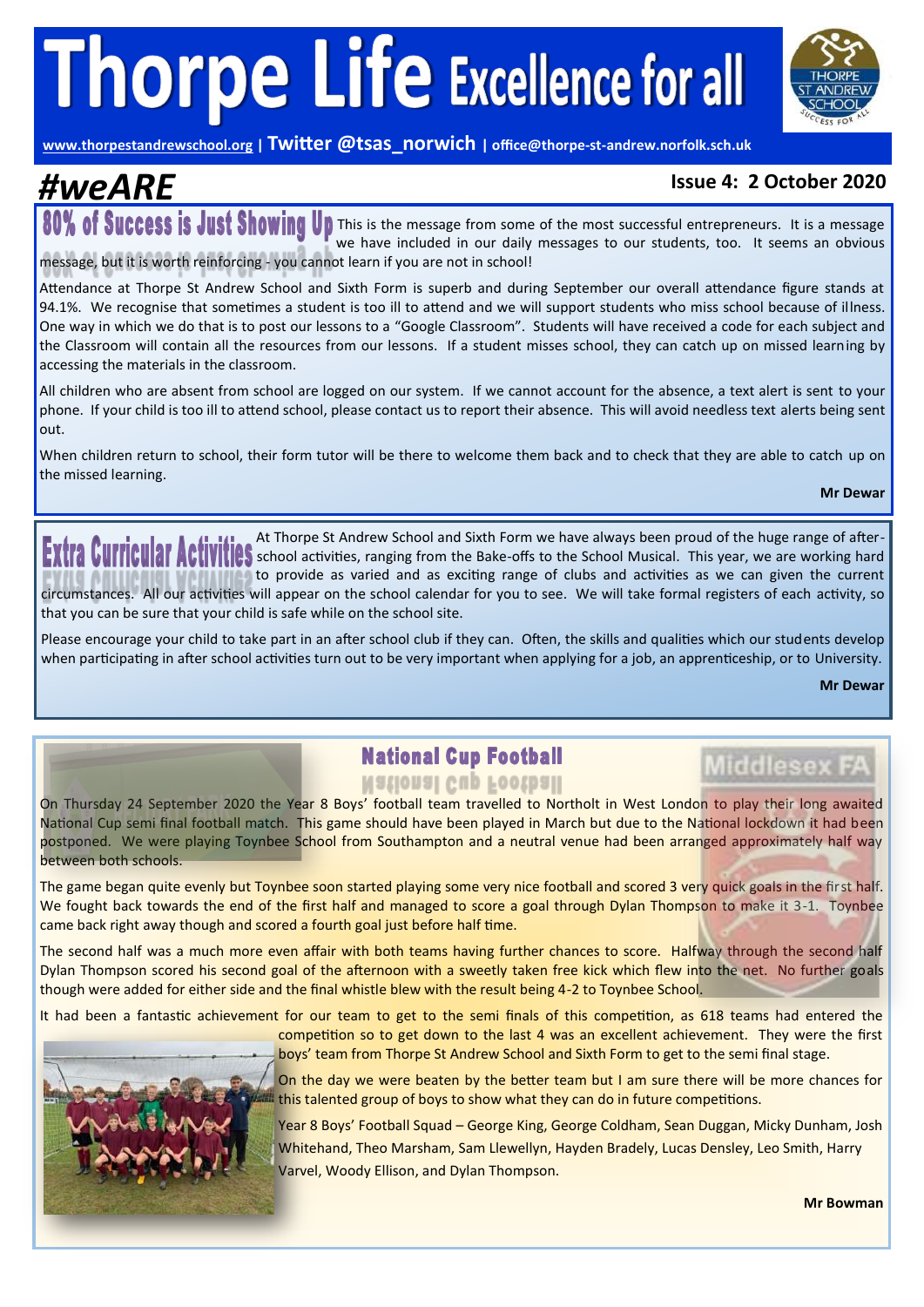# Thorpe Life Excellence for all

www.thorpestandrewschool.org | Twitter @tsas_norwich | office@thorpe-st-andrew.norfolk.sch.uk

## #weARE

**Issue 4: 2 October 2020**

## 80% of Success is Just Showing Up

This is the message from some of the most successful entrepreneurs. It is a message we have included in our daily messages to our students, too. It seems an obvious message, but it is worth reinforcing - you cannot learn if you are not in school!

Attendance at Thorpe St Andrew School and Sixth Form is superb and during September our overall attendance figure stands at 94.1%. We recognise that sometimes a student is too ill to attend and we will support students who miss school because of illness. One way in which we do that is to post our lessons to a "Google Classroom". Students will have received a code for each subject and the Classroom will contain all the resources from our lessons. If a student misses school, they can catch up on missed learning by accessing the materials in the classroom.

All children who are absent from school are logged on our system. If we cannot account for the absence, a text alert is sent to your phone. If your child is too ill to attend school, please contact us to report their absence. This will avoid needless text alerts being sent out.

When children return to school, their form tutor will be there to welcome them back and to check that they are able to catch up on the missed learning.

**Mr Dewar**

## Extra Curricular Activities

At Thorpe St Andrew School and Sixth Form we have always been proud of the huge range of after-school activities, ranging from the Bake-offs to the School Musical. This year, we are working hard to provide as varied and as exciting range of clubs and activities as we can given the current circumstances. All our activities will appear on the school calendar for you to see. We will take formal registers of each activity, so that you can be sure that your child is safe while on the school site.

Please encourage your child to take part in an after school club if they can. Often, the skills and qualities which our students develop when participating in after school activities turn out to be very important when applying for a job, an apprenticeship, or to University.

**Mr Dewar**

## National Cup Football

On Thursday 24 September 2020 the Year 8 Boys' football team travelled to Northolt in West London to play their long awaited National Cup semi final football match. This game should have been played in March but due to the National lockdown it had been postponed. We were playing Toynbee School from Southampton and a neutral venue had been arranged approximately half way between both schools.

The game began quite evenly but Toynbee soon started playing some very nice football and scored 3 very quick goals in the first half. We fought back towards the end of the first half and managed to score a goal through Dylan Thompson to make it 3-1. Toynbee came back right away though and scored a fourth goal just before half time.

The second half was a much more even affair with both teams having further chances to score. Halfway through the second half Dylan Thompson scored his second goal of the afternoon with a sweetly taken free kick which flew into the net. No further goals though were added for either side and the final whistle blew with the result being 4-2 to Toynbee School.

It had been a fantastic achievement for our team to get to the semi finals of this competition, as 618 teams had entered the competition so to get down to the last 4 was an excellent achievement. They were the first boys' team from Thorpe St Andrew School and Sixth Form to get to the semi final stage.

On the day we were beaten by the better team but I am sure there will be more chances for this talented group of boys to show what they can do in future competitions.

Year 8 Boys' Football Squad – George King, George Coldham, Sean Duggan, Micky Dunham, Josh Whitehand, Theo Marsham, Sam Llewellyn, Hayden Bradely, Lucas Densley, Leo Smith, Harry Varvel, Woody Ellison, and Dylan Thompson.

**Mr Bowman**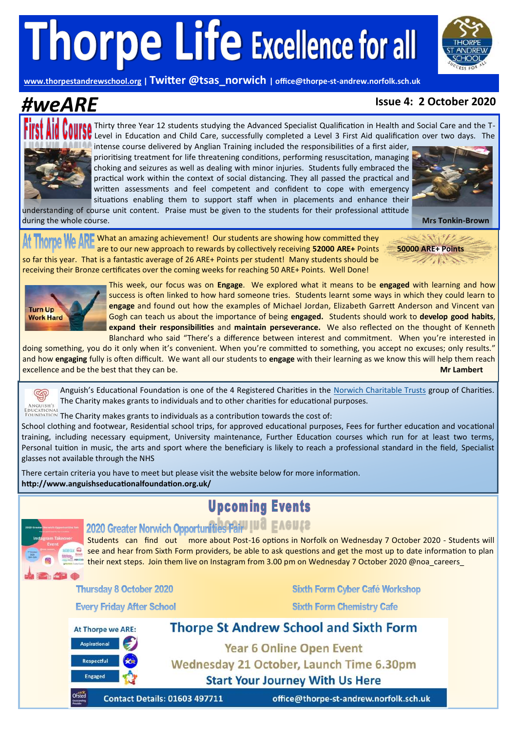# Thorpe Life Excellence for all

www.thorpestandrewschool.org | Twitter @tsas_norwich | office@thorpe-st-andrew.norfolk.sch.uk

## #weARE

**Issue 4: 2 October 2020**

### First Aid Course

Thirty three Year 12 students studying the Advanced Specialist Qualification in Health and Social Care and the T-Level in Education and Child Care, successfully completed a Level 3 First Aid qualification over two days. The intense course delivered by Anglian Training included the responsibilities of a first aider, prioritising treatment for life threatening conditions, performing resuscitation, managing choking and seizures as well as dealing with minor injuries. Students fully embraced the practical work within the context of social distancing. They all passed the practical and written assessments and feel competent and confident to cope with emergency situations enabling them to support staff when in placements and enhance their understanding of course unit content. Praise must be given to the students for their professional attitude during the whole course.

**Mrs Tonkin-Brown**

### At Thorpe We ARE

What an amazing achievement! Our students are showing how committed they are to our new approach to rewards by collectively receiving **52000 ARE+** Points so far this year. That is a fantastic average of 26 ARE+ Points per student! Many students should be receiving their Bronze certificates over the coming weeks for reaching 50 ARE+ Points. Well Done!

**50000 ARE+ Points**

Turn Up Work Hard

This week, our focus was on **Engage**. We explored what it means to be **engaged** with learning and how success is often linked to how hard someone tries. Students learnt some ways in which they could learn to **engage** and found out how the examples of Michael Jordan, Elizabeth Garrett Anderson and Vincent van Gogh can teach us about the importance of being **engaged.** Students should work to **develop good habits**, **expand their responsibilities** and **maintain perseverance.** We also reflected on the thought of Kenneth Blanchard who said "There's a difference between interest and commitment. When you're interested in doing something, you do it only when it's convenient. When you're committed to something, you accept no excuses; only results." and how **engaging** fully is often difficult. We want all our students to **engage** with their learning as we know this will help them reach excellence and be the best that they can be.

**Mr Lambert**

Anguish's Educational Foundation

Anguish's Educational Foundation is one of the 4 Registered Charities in the Norwich Charitable Trusts group of Charities. The Charity makes grants to individuals and to other charities for educational purposes.

The Charity makes grants to individuals as a contribution towards the cost of:

School clothing and footwear, Residential school trips, for approved educational purposes, Fees for further education and vocational training, including necessary equipment, University maintenance, Further Education courses which run for at least two terms, Personal tuition in music, the arts and sport where the beneficiary is likely to reach a professional standard in the field, Specialist glasses not available through the NHS

There certain criteria you have to meet but please visit the website below for more information.

**http://www.anguishseducationalfoundation.org.uk/**

## Upcoming Events

### 2020 Greater Norwich Opportunities Fair

Students can find out more about Post-16 options in Norfolk on Wednesday 7 October 2020 - Students will see and hear from Sixth Form providers, be able to ask questions and get the most up to date information to plan their next steps. Join them live on Instagram from 3.00 pm on Wednesday 7 October 2020 @noa_careers_

| | |
|---|---|
| Thursday 8 October 2020 | Sixth Form Cyber Café Workshop |
| Every Friday After School | Sixth Form Chemistry Cafe |

At Thorpe we ARE: Aspirational, Respectful, Engaged

**Thorpe St Andrew School and Sixth Form**

Year 6 Online Open Event

Wednesday 21 October, Launch Time 6.30pm

Start Your Journey With Us Here

Contact Details: 01603 497711 office@thorpe-st-andrew.norfolk.sch.uk